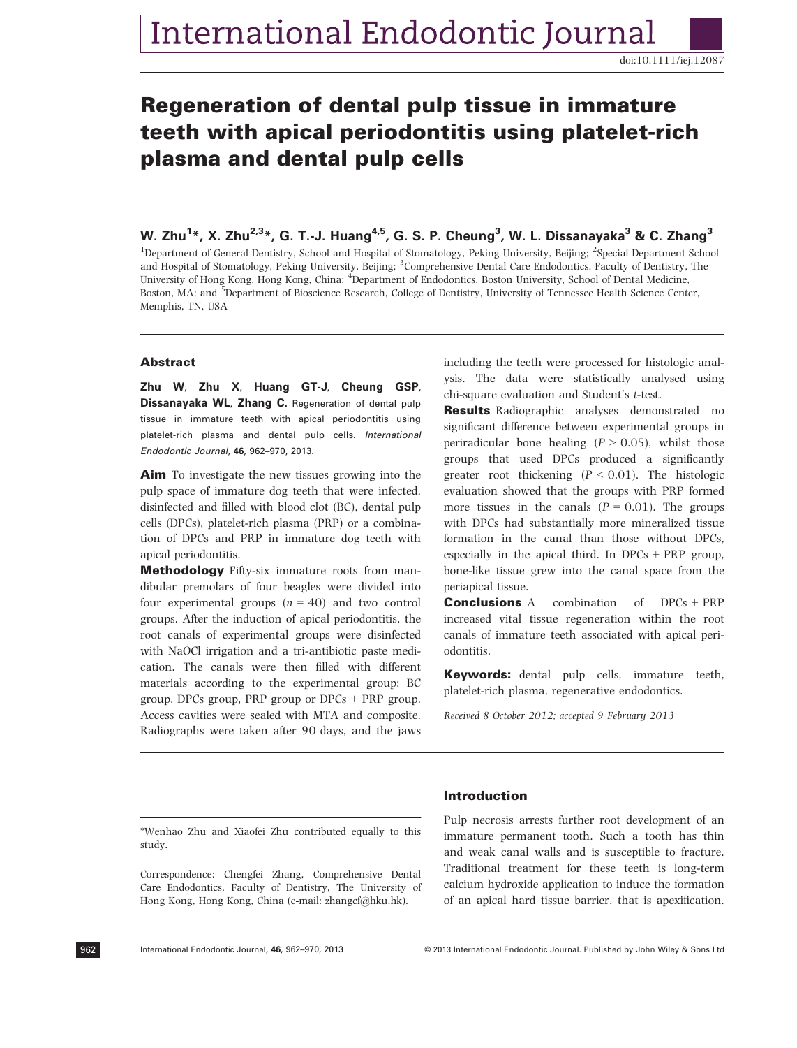# Regeneration of dental pulp tissue in immature teeth with apical periodontitis using platelet-rich plasma and dental pulp cells

**W. Zhu[1]\*, X. Zhu[2,3]\*, G. T.-J. Huang[4,5], G. S. P. Cheung[3], W. L. Dissanayaka[3] & C. Zhang[3]**

[1]Department of General Dentistry, School and Hospital of Stomatology, Peking University, Beijing; [2]Special Department School and Hospital of Stomatology, Peking University, Beijing; [3]Comprehensive Dental Care Endodontics, Faculty of Dentistry, The University of Hong Kong, Hong Kong, China; [4]Department of Endodontics, Boston University, School of Dental Medicine, Boston, MA; and [5]Department of Bioscience Research, College of Dentistry, University of Tennessee Health Science Center, Memphis, TN, USA

## Abstract

**Zhu W, Zhu X, Huang GT-J, Cheung GSP, Dissanayaka WL, Zhang C.** Regeneration of dental pulp tissue in immature teeth with apical periodontitis using platelet-rich plasma and dental pulp cells. *International Endodontic Journal*, **46**, 962–970, 2013.

**Aim** To investigate the new tissues growing into the pulp space of immature dog teeth that were infected, disinfected and filled with blood clot (BC), dental pulp cells (DPCs), platelet-rich plasma (PRP) or a combination of DPCs and PRP in immature dog teeth with apical periodontitis.

**Methodology** Fifty-six immature roots from mandibular premolars of four beagles were divided into four experimental groups ($n = 40$) and two control groups. After the induction of apical periodontitis, the root canals of experimental groups were disinfected with NaOCl irrigation and a tri-antibiotic paste medication. The canals were then filled with different materials according to the experimental group: BC group, DPCs group, PRP group or DPCs + PRP group. Access cavities were sealed with MTA and composite. Radiographs were taken after 90 days, and the jaws including the teeth were processed for histologic analysis. The data were statistically analysed using chi-square evaluation and Student's *t*-test.

**Results** Radiographic analyses demonstrated no significant difference between experimental groups in periradicular bone healing ($P > 0.05$), whilst those groups that used DPCs produced a significantly greater root thickening ($P < 0.01$). The histologic evaluation showed that the groups with PRP formed more tissues in the canals ($P = 0.01$). The groups with DPCs had substantially more mineralized tissue formation in the canal than those without DPCs, especially in the apical third. In DPCs + PRP group, bone-like tissue grew into the canal space from the periapical tissue.

**Conclusions** A combination of DPCs + PRP increased vital tissue regeneration within the root canals of immature teeth associated with apical periodontitis.

**Keywords:** dental pulp cells, immature teeth, platelet-rich plasma, regenerative endodontics.

*Received 8 October 2012; accepted 9 February 2013*

\*Wenhao Zhu and Xiaofei Zhu contributed equally to this study.

Correspondence: Chengfei Zhang, Comprehensive Dental Care Endodontics, Faculty of Dentistry, The University of Hong Kong, Hong Kong, China (e-mail: zhangcf@hku.hk).

## Introduction

Pulp necrosis arrests further root development of an immature permanent tooth. Such a tooth has thin and weak canal walls and is susceptible to fracture. Traditional treatment for these teeth is long-term calcium hydroxide application to induce the formation of an apical hard tissue barrier, that is apexification.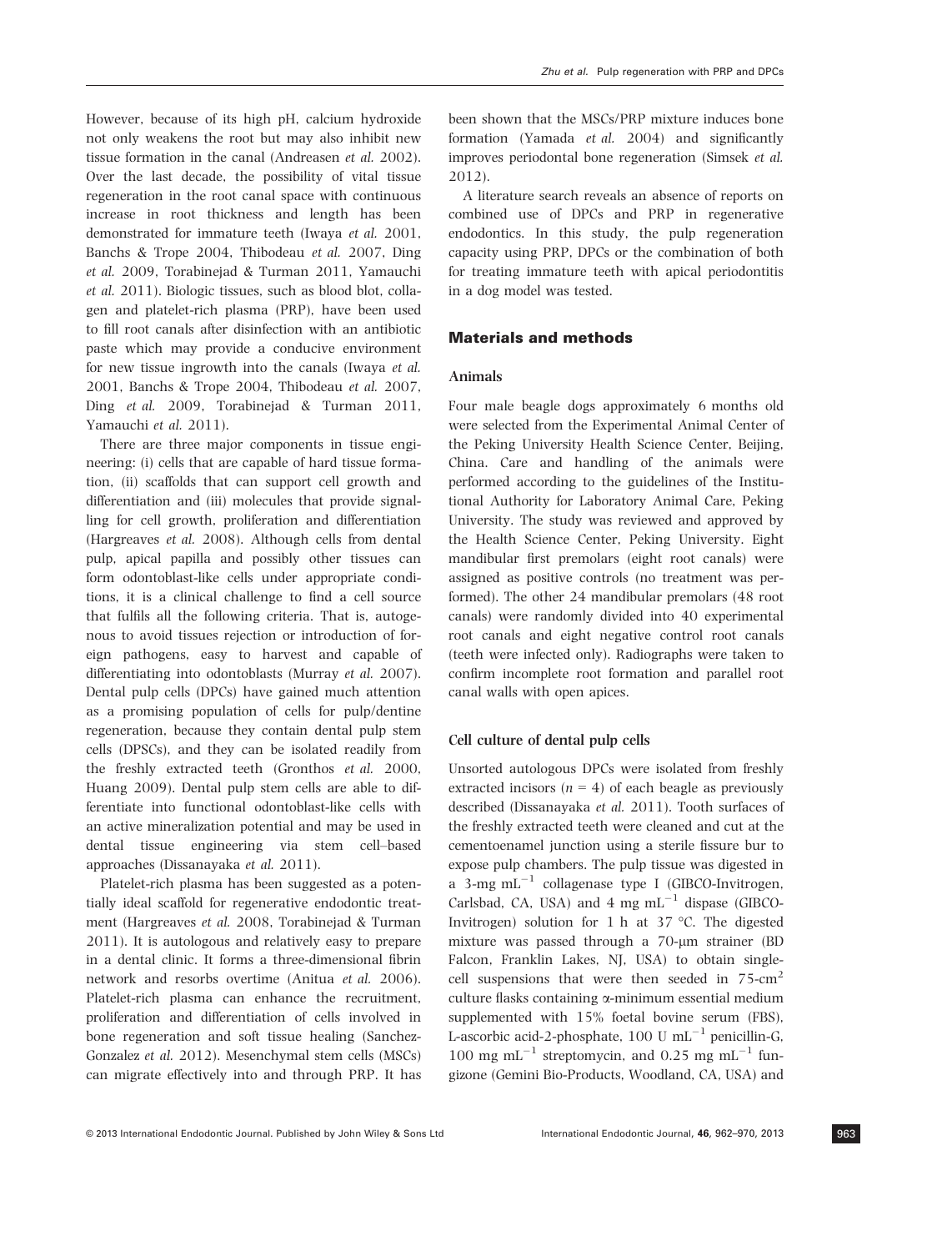However, because of its high pH, calcium hydroxide not only weakens the root but may also inhibit new tissue formation in the canal (Andreasen *et al.* 2002). Over the last decade, the possibility of vital tissue regeneration in the root canal space with continuous increase in root thickness and length has been demonstrated for immature teeth (Iwaya *et al.* 2001, Banchs & Trope 2004, Thibodeau *et al.* 2007, Ding *et al.* 2009, Torabinejad & Turman 2011, Yamauchi *et al.* 2011). Biologic tissues, such as blood blot, collagen and platelet-rich plasma (PRP), have been used to fill root canals after disinfection with an antibiotic paste which may provide a conducive environment for new tissue ingrowth into the canals (Iwaya *et al.* 2001, Banchs & Trope 2004, Thibodeau *et al.* 2007, Ding *et al.* 2009, Torabinejad & Turman 2011, Yamauchi *et al.* 2011).

There are three major components in tissue engineering: (i) cells that are capable of hard tissue formation, (ii) scaffolds that can support cell growth and differentiation and (iii) molecules that provide signalling for cell growth, proliferation and differentiation (Hargreaves *et al.* 2008). Although cells from dental pulp, apical papilla and possibly other tissues can form odontoblast-like cells under appropriate conditions, it is a clinical challenge to find a cell source that fulfils all the following criteria. That is, autogenous to avoid tissues rejection or introduction of foreign pathogens, easy to harvest and capable of differentiating into odontoblasts (Murray *et al.* 2007). Dental pulp cells (DPCs) have gained much attention as a promising population of cells for pulp/dentine regeneration, because they contain dental pulp stem cells (DPSCs), and they can be isolated readily from the freshly extracted teeth (Gronthos *et al.* 2000, Huang 2009). Dental pulp stem cells are able to differentiate into functional odontoblast-like cells with an active mineralization potential and may be used in dental tissue engineering via stem cell–based approaches (Dissanayaka *et al.* 2011).

Platelet-rich plasma has been suggested as a potentially ideal scaffold for regenerative endodontic treatment (Hargreaves *et al.* 2008, Torabinejad & Turman 2011). It is autologous and relatively easy to prepare in a dental clinic. It forms a three-dimensional fibrin network and resorbs overtime (Anitua *et al.* 2006). Platelet-rich plasma can enhance the recruitment, proliferation and differentiation of cells involved in bone regeneration and soft tissue healing (Sanchez-Gonzalez *et al.* 2012). Mesenchymal stem cells (MSCs) can migrate effectively into and through PRP. It has been shown that the MSCs/PRP mixture induces bone formation (Yamada *et al.* 2004) and significantly improves periodontal bone regeneration (Simsek *et al.* 2012).

A literature search reveals an absence of reports on combined use of DPCs and PRP in regenerative endodontics. In this study, the pulp regeneration capacity using PRP, DPCs or the combination of both for treating immature teeth with apical periodontitis in a dog model was tested.

## Materials and methods

### Animals

Four male beagle dogs approximately 6 months old were selected from the Experimental Animal Center of the Peking University Health Science Center, Beijing, China. Care and handling of the animals were performed according to the guidelines of the Institutional Authority for Laboratory Animal Care, Peking University. The study was reviewed and approved by the Health Science Center, Peking University. Eight mandibular first premolars (eight root canals) were assigned as positive controls (no treatment was performed). The other 24 mandibular premolars (48 root canals) were randomly divided into 40 experimental root canals and eight negative control root canals (teeth were infected only). Radiographs were taken to confirm incomplete root formation and parallel root canal walls with open apices.

### Cell culture of dental pulp cells

Unsorted autologous DPCs were isolated from freshly extracted incisors ($n = 4$) of each beagle as previously described (Dissanayaka *et al.* 2011). Tooth surfaces of the freshly extracted teeth were cleaned and cut at the cementoenamel junction using a sterile fissure bur to expose pulp chambers. The pulp tissue was digested in a 3-mg $mL^{-1}$ collagenase type I (GIBCO-Invitrogen, Carlsbad, CA, USA) and 4 mg $mL^{-1}$ dispase (GIBCO-Invitrogen) solution for 1 h at 37 °C. The digested mixture was passed through a 70-μm strainer (BD Falcon, Franklin Lakes, NJ, USA) to obtain single-cell suspensions that were then seeded in 75-$cm^2$ culture flasks containing α-minimum essential medium supplemented with 15% foetal bovine serum (FBS), L-ascorbic acid-2-phosphate, 100 U $mL^{-1}$ penicillin-G, 100 mg $mL^{-1}$ streptomycin, and 0.25 mg $mL^{-1}$ fungizone (Gemini Bio-Products, Woodland, CA, USA) and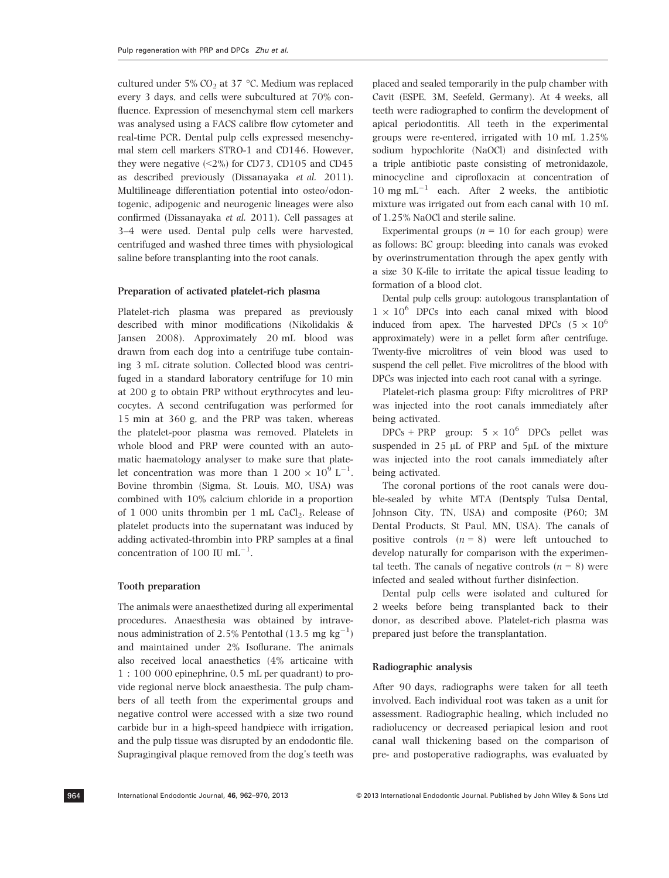cultured under 5% $CO_2$ at 37 °C. Medium was replaced every 3 days, and cells were subcultured at 70% confluence. Expression of mesenchymal stem cell markers was analysed using a FACS calibre flow cytometer and real-time PCR. Dental pulp cells expressed mesenchymal stem cell markers STRO-1 and CD146. However, they were negative (<2%) for CD73, CD105 and CD45 as described previously (Dissanayaka *et al.* 2011). Multilineage differentiation potential into osteo/odontogenic, adipogenic and neurogenic lineages were also confirmed (Dissanayaka *et al.* 2011). Cell passages at 3–4 were used. Dental pulp cells were harvested, centrifuged and washed three times with physiological saline before transplanting into the root canals.

### Preparation of activated platelet-rich plasma

Platelet-rich plasma was prepared as previously described with minor modifications (Nikolidakis & Jansen 2008). Approximately 20 mL blood was drawn from each dog into a centrifuge tube containing 3 mL citrate solution. Collected blood was centrifuged in a standard laboratory centrifuge for 10 min at 200 g to obtain PRP without erythrocytes and leucocytes. A second centrifugation was performed for 15 min at 360 g, and the PRP was taken, whereas the platelet-poor plasma was removed. Platelets in whole blood and PRP were counted with an automatic haematology analyser to make sure that platelet concentration was more than $1\ 200 \times 10^9$ $L^{-1}$. Bovine thrombin (Sigma, St. Louis, MO, USA) was combined with 10% calcium chloride in a proportion of 1 000 units thrombin per 1 mL $CaCl_2$. Release of platelet products into the supernatant was induced by adding activated-thrombin into PRP samples at a final concentration of 100 IU $mL^{-1}$.

### Tooth preparation

The animals were anaesthetized during all experimental procedures. Anaesthesia was obtained by intravenous administration of 2.5% Pentothal (13.5 mg $kg^{-1}$) and maintained under 2% Isoflurane. The animals also received local anaesthetics (4% articaine with 1 : 100 000 epinephrine, 0.5 mL per quadrant) to provide regional nerve block anaesthesia. The pulp chambers of all teeth from the experimental groups and negative control were accessed with a size two round carbide bur in a high-speed handpiece with irrigation, and the pulp tissue was disrupted by an endodontic file. Supragingival plaque removed from the dog's teeth was placed and sealed temporarily in the pulp chamber with Cavit (ESPE, 3M, Seefeld, Germany). At 4 weeks, all teeth were radiographed to confirm the development of apical periodontitis. All teeth in the experimental groups were re-entered, irrigated with 10 mL 1.25% sodium hypochlorite (NaOCl) and disinfected with a triple antibiotic paste consisting of metronidazole, minocycline and ciprofloxacin at concentration of 10 mg $mL^{-1}$ each. After 2 weeks, the antibiotic mixture was irrigated out from each canal with 10 mL of 1.25% NaOCl and sterile saline.

Experimental groups ($n = 10$ for each group) were as follows: BC group: bleeding into canals was evoked by overinstrumentation through the apex gently with a size 30 K-file to irritate the apical tissue leading to formation of a blood clot.

Dental pulp cells group: autologous transplantation of $1 \times 10^6$ DPCs into each canal mixed with blood induced from apex. The harvested DPCs ($5 \times 10^6$ approximately) were in a pellet form after centrifuge. Twenty-five microlitres of vein blood was used to suspend the cell pellet. Five microlitres of the blood with DPCs was injected into each root canal with a syringe.

Platelet-rich plasma group: Fifty microlitres of PRP was injected into the root canals immediately after being activated.

DPCs + PRP group: $5 \times 10^6$ DPCs pellet was suspended in 25 μL of PRP and 5μL of the mixture was injected into the root canals immediately after being activated.

The coronal portions of the root canals were double-sealed by white MTA (Dentsply Tulsa Dental, Johnson City, TN, USA) and composite (P60; 3M Dental Products, St Paul, MN, USA). The canals of positive controls ($n = 8$) were left untouched to develop naturally for comparison with the experimental teeth. The canals of negative controls ($n = 8$) were infected and sealed without further disinfection.

Dental pulp cells were isolated and cultured for 2 weeks before being transplanted back to their donor, as described above. Platelet-rich plasma was prepared just before the transplantation.

### Radiographic analysis

After 90 days, radiographs were taken for all teeth involved. Each individual root was taken as a unit for assessment. Radiographic healing, which included no radiolucency or decreased periapical lesion and root canal wall thickening based on the comparison of pre- and postoperative radiographs, was evaluated by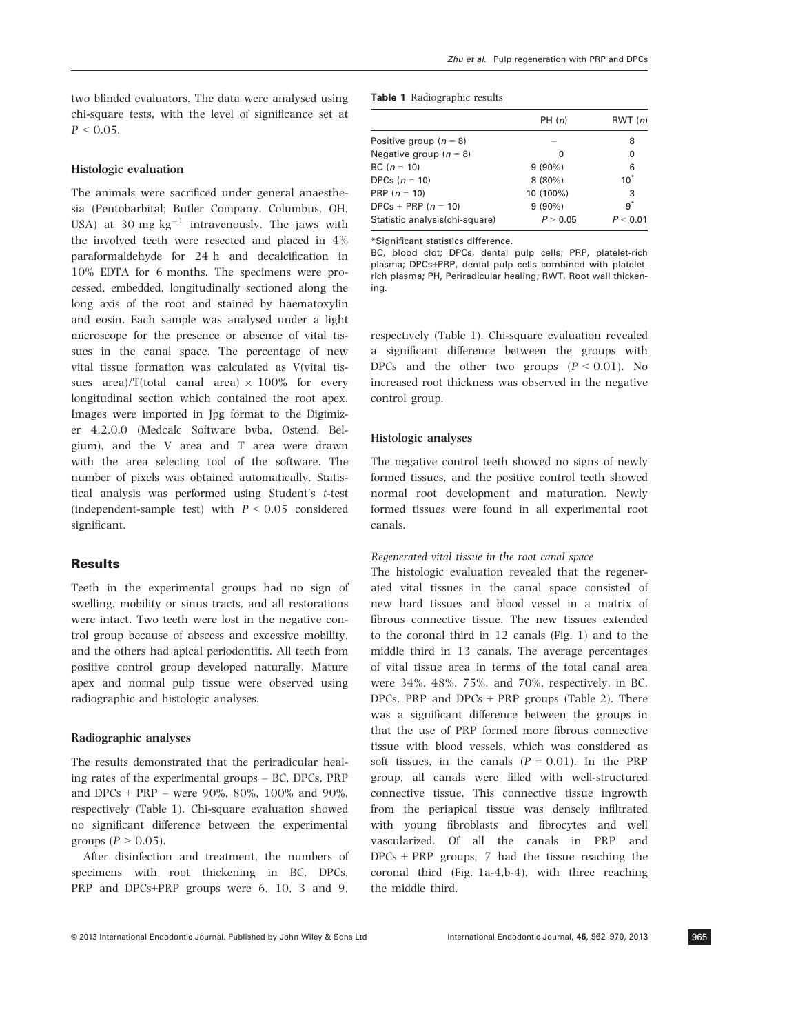two blinded evaluators. The data were analysed using chi-square tests, with the level of significance set at $P < 0.05$.

### Histologic evaluation

The animals were sacrificed under general anaesthesia (Pentobarbital; Butler Company, Columbus, OH, USA) at 30 mg $kg^{-1}$ intravenously. The jaws with the involved teeth were resected and placed in 4% paraformaldehyde for 24 h and decalcification in 10% EDTA for 6 months. The specimens were processed, embedded, longitudinally sectioned along the long axis of the root and stained by haematoxylin and eosin. Each sample was analysed under a light microscope for the presence or absence of vital tissues in the canal space. The percentage of new vital tissue formation was calculated as V(vital tissues area)/T(total canal area) × 100% for every longitudinal section which contained the root apex. Images were imported in Jpg format to the Digimizer 4.2.0.0 (Medcalc Software bvba, Ostend, Belgium), and the V area and T area were drawn with the area selecting tool of the software. The number of pixels was obtained automatically. Statistical analysis was performed using Student's *t*-test (independent-sample test) with $P < 0.05$ considered significant.

## Results

Teeth in the experimental groups had no sign of swelling, mobility or sinus tracts, and all restorations were intact. Two teeth were lost in the negative control group because of abscess and excessive mobility, and the others had apical periodontitis. All teeth from positive control group developed naturally. Mature apex and normal pulp tissue were observed using radiographic and histologic analyses.

### Radiographic analyses

The results demonstrated that the periradicular healing rates of the experimental groups – BC, DPCs, PRP and DPCs + PRP – were 90%, 80%, 100% and 90%, respectively (Table 1). Chi-square evaluation showed no significant difference between the experimental groups ($P > 0.05$).

After disinfection and treatment, the numbers of specimens with root thickening in BC, DPCs, PRP and DPCs+PRP groups were 6, 10, 3 and 9, respectively (Table 1). Chi-square evaluation revealed a significant difference between the groups with DPCs and the other two groups ($P < 0.01$). No increased root thickness was observed in the negative control group.

**Table 1** Radiographic results

| | PH (*n*) | RWT (*n*) |
|---|---|---|
| Positive group (*n* = 8) | – | 8 |
| Negative group (*n* = 8) | 0 | 0 |
| BC (*n* = 10) | 9 (90%) | 6 |
| DPCs (*n* = 10) | 8 (80%) | 10* |
| PRP (*n* = 10) | 10 (100%) | 3 |
| DPCs + PRP (*n* = 10) | 9 (90%) | 9* |
| Statistic analysis(chi-square) | $P > 0.05$ | $P < 0.01$ |

*Significant statistics difference.

BC, blood clot; DPCs, dental pulp cells; PRP, platelet-rich plasma; DPCs+PRP, dental pulp cells combined with platelet-rich plasma; PH, Periradicular healing; RWT, Root wall thickening.

### Histologic analyses

The negative control teeth showed no signs of newly formed tissues, and the positive control teeth showed normal root development and maturation. Newly formed tissues were found in all experimental root canals.

#### *Regenerated vital tissue in the root canal space*

The histologic evaluation revealed that the regenerated vital tissues in the canal space consisted of new hard tissues and blood vessel in a matrix of fibrous connective tissue. The new tissues extended to the coronal third in 12 canals (Fig. 1) and to the middle third in 13 canals. The average percentages of vital tissue area in terms of the total canal area were 34%, 48%, 75%, and 70%, respectively, in BC, DPCs, PRP and DPCs + PRP groups (Table 2). There was a significant difference between the groups in that the use of PRP formed more fibrous connective tissue with blood vessels, which was considered as soft tissues, in the canals ($P = 0.01$). In the PRP group, all canals were filled with well-structured connective tissue. This connective tissue ingrowth from the periapical tissue was densely infiltrated with young fibroblasts and fibrocytes and well vascularized. Of all the canals in PRP and DPCs + PRP groups, 7 had the tissue reaching the coronal third (Fig. 1a-4,b-4), with three reaching the middle third.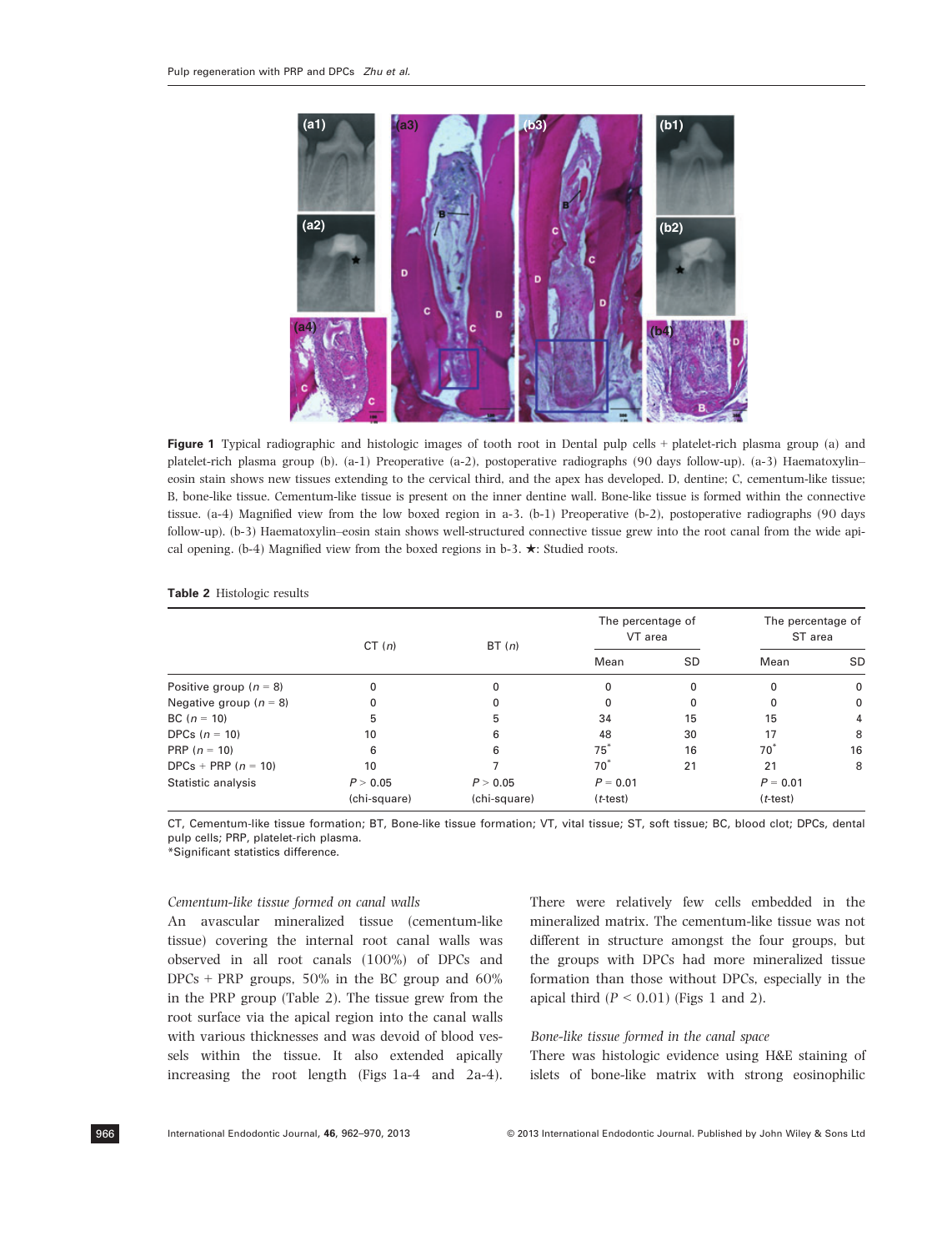Figure 1 Typical radiographic and histologic images of tooth root in Dental pulp cells + platelet-rich plasma group (a) and platelet-rich plasma group (b). (a-1) Preoperative (a-2), postoperative radiographs (90 days follow-up). (a-3) Haematoxylin–eosin stain shows new tissues extending to the cervical third, and the apex has developed. D, dentine; C, cementum-like tissue; B, bone-like tissue. Cementum-like tissue is present on the inner dentine wall. Bone-like tissue is formed within the connective tissue. (a-4) Magnified view from the low boxed region in a-3. (b-1) Preoperative (b-2), postoperative radiographs (90 days follow-up). (b-3) Haematoxylin–eosin stain shows well-structured connective tissue grew into the root canal from the wide apical opening. (b-4) Magnified view from the boxed regions in b-3. ★: Studied roots.

**Table 2** Histologic results

| | CT (*n*) | BT (*n*) | The percentage of VT area | | The percentage of ST area | |
|---|---|---|---|---|---|---|
| | | | Mean | SD | Mean | SD |
| Positive group ($n$ = 8) | 0 | 0 | 0 | 0 | 0 | 0 |
| Negative group ($n$ = 8) | 0 | 0 | 0 | 0 | 0 | 0 |
| BC ($n$ = 10) | 5 | 5 | 34 | 15 | 15 | 4 |
| DPCs ($n$ = 10) | 10 | 6 | 48 | 30 | 17 | 8 |
| PRP ($n$ = 10) | 6 | 6 | 75* | 16 | 70* | 16 |
| DPCs + PRP ($n$ = 10) | 10 | 7 | 70* | 21 | 21 | 8 |
| Statistic analysis | $P > 0.05$ (chi-square) | $P > 0.05$ (chi-square) | $P = 0.01$ (*t*-test) | | $P = 0.01$ (*t*-test) | |

CT, Cementum-like tissue formation; BT, Bone-like tissue formation; VT, vital tissue; ST, soft tissue; BC, blood clot; DPCs, dental pulp cells; PRP, platelet-rich plasma.
*Significant statistics difference.

*Cementum-like tissue formed on canal walls*

An avascular mineralized tissue (cementum-like tissue) covering the internal root canal walls was observed in all root canals (100%) of DPCs and DPCs + PRP groups, 50% in the BC group and 60% in the PRP group (Table 2). The tissue grew from the root surface via the apical region into the canal walls with various thicknesses and was devoid of blood vessels within the tissue. It also extended apically increasing the root length (Figs 1a-4 and 2a-4). There were relatively few cells embedded in the mineralized matrix. The cementum-like tissue was not different in structure amongst the four groups, but the groups with DPCs had more mineralized tissue formation than those without DPCs, especially in the apical third ($P < 0.01$) (Figs 1 and 2).

*Bone-like tissue formed in the canal space*

There was histologic evidence using H&E staining of islets of bone-like matrix with strong eosinophilic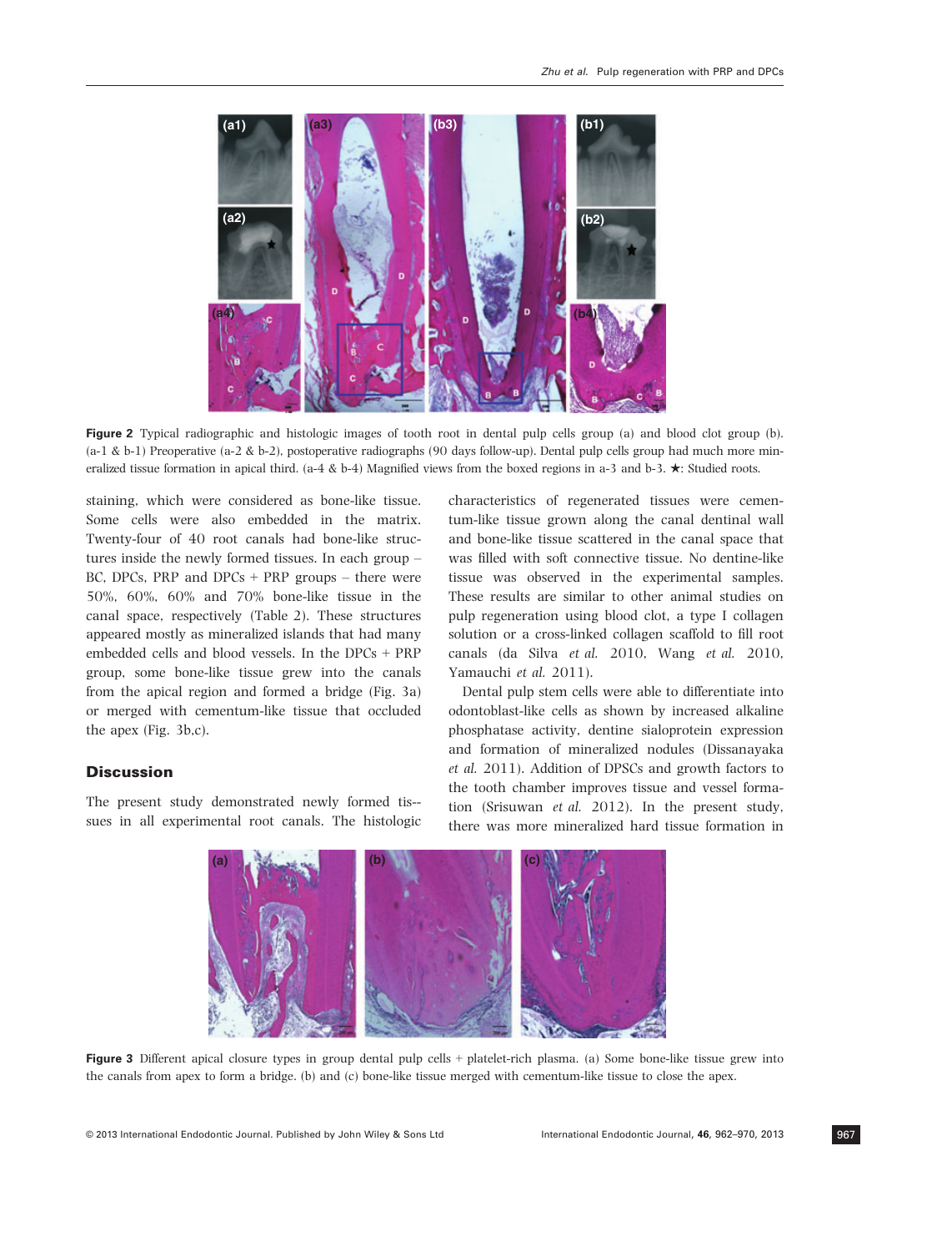**Figure 2** Typical radiographic and histologic images of tooth root in dental pulp cells group (a) and blood clot group (b). (a-1 & b-1) Preoperative (a-2 & b-2), postoperative radiographs (90 days follow-up). Dental pulp cells group had much more mineralized tissue formation in apical third. (a-4 & b-4) Magnified views from the boxed regions in a-3 and b-3. ★: Studied roots.

staining, which were considered as bone-like tissue. Some cells were also embedded in the matrix. Twenty-four of 40 root canals had bone-like structures inside the newly formed tissues. In each group – BC, DPCs, PRP and DPCs + PRP groups – there were 50%, 60%, 60% and 70% bone-like tissue in the canal space, respectively (Table 2). These structures appeared mostly as mineralized islands that had many embedded cells and blood vessels. In the DPCs + PRP group, some bone-like tissue grew into the canals from the apical region and formed a bridge (Fig. 3a) or merged with cementum-like tissue that occluded the apex (Fig. 3b,c).

## Discussion

The present study demonstrated newly formed tissues in all experimental root canals. The histologic characteristics of regenerated tissues were cementum-like tissue grown along the canal dentinal wall and bone-like tissue scattered in the canal space that was filled with soft connective tissue. No dentine-like tissue was observed in the experimental samples. These results are similar to other animal studies on pulp regeneration using blood clot, a type I collagen solution or a cross-linked collagen scaffold to fill root canals (da Silva *et al.* 2010, Wang *et al.* 2010, Yamauchi *et al.* 2011).

Dental pulp stem cells were able to differentiate into odontoblast-like cells as shown by increased alkaline phosphatase activity, dentine sialoprotein expression and formation of mineralized nodules (Dissanayaka *et al.* 2011). Addition of DPSCs and growth factors to the tooth chamber improves tissue and vessel formation (Srisuwan *et al.* 2012). In the present study, there was more mineralized hard tissue formation in

**Figure 3** Different apical closure types in group dental pulp cells + platelet-rich plasma. (a) Some bone-like tissue grew into the canals from apex to form a bridge. (b) and (c) bone-like tissue merged with cementum-like tissue to close the apex.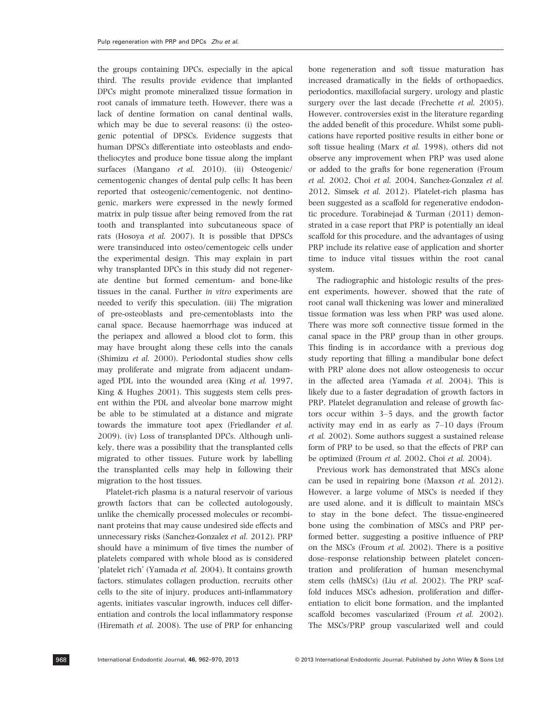the groups containing DPCs, especially in the apical third. The results provide evidence that implanted DPCs might promote mineralized tissue formation in root canals of immature teeth. However, there was a lack of dentine formation on canal dentinal walls, which may be due to several reasons: (i) the osteogenic potential of DPSCs. Evidence suggests that human DPSCs differentiate into osteoblasts and endotheliocytes and produce bone tissue along the implant surfaces (Mangano *et al.* 2010). (ii) Osteogenic/cementogenic changes of dental pulp cells: It has been reported that osteogenic/cementogenic, not dentinogenic, markers were expressed in the newly formed matrix in pulp tissue after being removed from the rat tooth and transplanted into subcutaneous space of rats (Hosoya *et al.* 2007). It is possible that DPSCs were transinduced into osteo/cementogeic cells under the experimental design. This may explain in part why transplanted DPCs in this study did not regenerate dentine but formed cementum- and bone-like tissues in the canal. Further *in vitro* experiments are needed to verify this speculation. (iii) The migration of pre-osteoblasts and pre-cementoblasts into the canal space. Because haemorrhage was induced at the periapex and allowed a blood clot to form, this may have brought along these cells into the canals (Shimizu *et al.* 2000). Periodontal studies show cells may proliferate and migrate from adjacent undamaged PDL into the wounded area (King *et al.* 1997, King & Hughes 2001). This suggests stem cells present within the PDL and alveolar bone marrow might be able to be stimulated at a distance and migrate towards the immature toot apex (Friedlander *et al.* 2009). (iv) Loss of transplanted DPCs. Although unlikely, there was a possibility that the transplanted cells migrated to other tissues. Future work by labelling the transplanted cells may help in following their migration to the host tissues.

Platelet-rich plasma is a natural reservoir of various growth factors that can be collected autologously, unlike the chemically processed molecules or recombinant proteins that may cause undesired side effects and unnecessary risks (Sanchez-Gonzalez *et al.* 2012). PRP should have a minimum of five times the number of platelets compared with whole blood as is considered 'platelet rich' (Yamada *et al.* 2004). It contains growth factors, stimulates collagen production, recruits other cells to the site of injury, produces anti-inflammatory agents, initiates vascular ingrowth, induces cell differentiation and controls the local inflammatory response (Hiremath *et al.* 2008). The use of PRP for enhancing bone regeneration and soft tissue maturation has increased dramatically in the fields of orthopaedics, periodontics, maxillofacial surgery, urology and plastic surgery over the last decade (Frechette *et al.* 2005). However, controversies exist in the literature regarding the added benefit of this procedure. Whilst some publications have reported positive results in either bone or soft tissue healing (Marx *et al.* 1998), others did not observe any improvement when PRP was used alone or added to the grafts for bone regeneration (Froum *et al.* 2002, Choi *et al.* 2004, Sanchez-Gonzalez *et al.* 2012, Simsek *et al.* 2012). Platelet-rich plasma has been suggested as a scaffold for regenerative endodontic procedure. Torabinejad & Turman (2011) demonstrated in a case report that PRP is potentially an ideal scaffold for this procedure, and the advantages of using PRP include its relative ease of application and shorter time to induce vital tissues within the root canal system.

The radiographic and histologic results of the present experiments, however, showed that the rate of root canal wall thickening was lower and mineralized tissue formation was less when PRP was used alone. There was more soft connective tissue formed in the canal space in the PRP group than in other groups. This finding is in accordance with a previous dog study reporting that filling a mandibular bone defect with PRP alone does not allow osteogenesis to occur in the affected area (Yamada *et al.* 2004). This is likely due to a faster degradation of growth factors in PRP. Platelet degranulation and release of growth factors occur within 3–5 days, and the growth factor activity may end in as early as 7–10 days (Froum *et al.* 2002). Some authors suggest a sustained release form of PRP to be used, so that the effects of PRP can be optimized (Froum *et al.* 2002, Choi *et al.* 2004).

Previous work has demonstrated that MSCs alone can be used in repairing bone (Maxson *et al.* 2012). However, a large volume of MSCs is needed if they are used alone, and it is difficult to maintain MSCs to stay in the bone defect. The tissue-engineered bone using the combination of MSCs and PRP performed better, suggesting a positive influence of PRP on the MSCs (Froum *et al.* 2002). There is a positive dose–response relationship between platelet concentration and proliferation of human mesenchymal stem cells (hMSCs) (Liu *et al.* 2002). The PRP scaffold induces MSCs adhesion, proliferation and differentiation to elicit bone formation, and the implanted scaffold becomes vascularized (Froum *et al.* 2002). The MSCs/PRP group vascularized well and could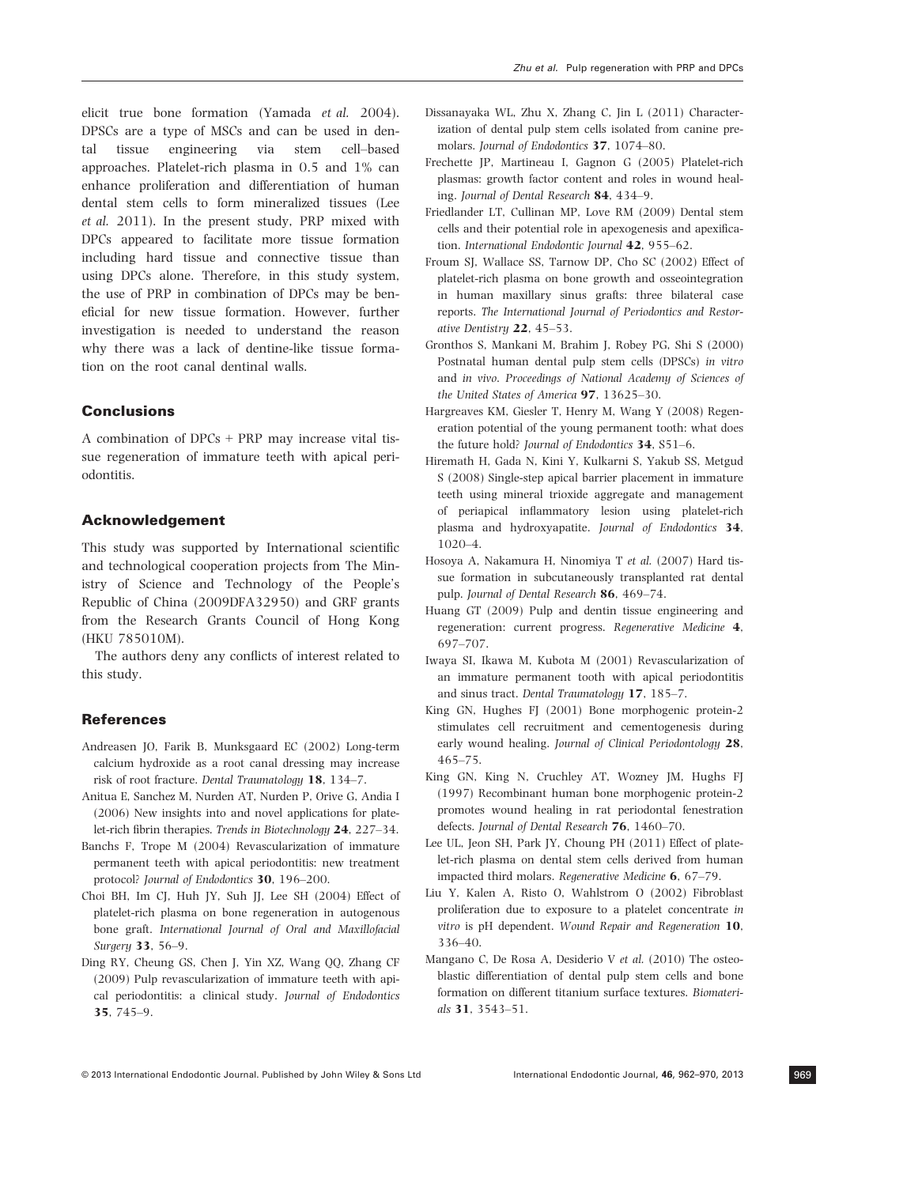elicit true bone formation (Yamada *et al.* 2004). DPSCs are a type of MSCs and can be used in dental tissue engineering via stem cell–based approaches. Platelet-rich plasma in 0.5 and 1% can enhance proliferation and differentiation of human dental stem cells to form mineralized tissues (Lee *et al.* 2011). In the present study, PRP mixed with DPCs appeared to facilitate more tissue formation including hard tissue and connective tissue than using DPCs alone. Therefore, in this study system, the use of PRP in combination of DPCs may be beneficial for new tissue formation. However, further investigation is needed to understand the reason why there was a lack of dentine-like tissue formation on the root canal dentinal walls.

## Conclusions

A combination of DPCs + PRP may increase vital tissue regeneration of immature teeth with apical periodontitis.

## Acknowledgement

This study was supported by International scientific and technological cooperation projects from The Ministry of Science and Technology of the People's Republic of China (2009DFA32950) and GRF grants from the Research Grants Council of Hong Kong (HKU 785010M).

The authors deny any conflicts of interest related to this study.

## References

Andreasen JO, Farik B, Munksgaard EC (2002) Long-term calcium hydroxide as a root canal dressing may increase risk of root fracture. *Dental Traumatology* **18**, 134–7.

Anitua E, Sanchez M, Nurden AT, Nurden P, Orive G, Andia I (2006) New insights into and novel applications for platelet-rich fibrin therapies. *Trends in Biotechnology* **24**, 227–34.

Banchs F, Trope M (2004) Revascularization of immature permanent teeth with apical periodontitis: new treatment protocol? *Journal of Endodontics* **30**, 196–200.

Choi BH, Im CJ, Huh JY, Suh JJ, Lee SH (2004) Effect of platelet-rich plasma on bone regeneration in autogenous bone graft. *International Journal of Oral and Maxillofacial Surgery* **33**, 56–9.

Ding RY, Cheung GS, Chen J, Yin XZ, Wang QQ, Zhang CF (2009) Pulp revascularization of immature teeth with apical periodontitis: a clinical study. *Journal of Endodontics* **35**, 745–9.

Dissanayaka WL, Zhu X, Zhang C, Jin L (2011) Characterization of dental pulp stem cells isolated from canine premolars. *Journal of Endodontics* **37**, 1074–80.

Frechette JP, Martineau I, Gagnon G (2005) Platelet-rich plasmas: growth factor content and roles in wound healing. *Journal of Dental Research* **84**, 434–9.

Friedlander LT, Cullinan MP, Love RM (2009) Dental stem cells and their potential role in apexogenesis and apexification. *International Endodontic Journal* **42**, 955–62.

Froum SJ, Wallace SS, Tarnow DP, Cho SC (2002) Effect of platelet-rich plasma on bone growth and osseointegration in human maxillary sinus grafts: three bilateral case reports. *The International Journal of Periodontics and Restorative Dentistry* **22**, 45–53.

Gronthos S, Mankani M, Brahim J, Robey PG, Shi S (2000) Postnatal human dental pulp stem cells (DPSCs) *in vitro* and *in vivo*. *Proceedings of National Academy of Sciences of the United States of America* **97**, 13625–30.

Hargreaves KM, Giesler T, Henry M, Wang Y (2008) Regeneration potential of the young permanent tooth: what does the future hold? *Journal of Endodontics* **34**, S51–6.

Hiremath H, Gada N, Kini Y, Kulkarni S, Yakub SS, Metgud S (2008) Single-step apical barrier placement in immature teeth using mineral trioxide aggregate and management of periapical inflammatory lesion using platelet-rich plasma and hydroxyapatite. *Journal of Endodontics* **34**, 1020–4.

Hosoya A, Nakamura H, Ninomiya T *et al.* (2007) Hard tissue formation in subcutaneously transplanted rat dental pulp. *Journal of Dental Research* **86**, 469–74.

Huang GT (2009) Pulp and dentin tissue engineering and regeneration: current progress. *Regenerative Medicine* **4**, 697–707.

Iwaya SI, Ikawa M, Kubota M (2001) Revascularization of an immature permanent tooth with apical periodontitis and sinus tract. *Dental Traumatology* **17**, 185–7.

King GN, Hughes FJ (2001) Bone morphogenic protein-2 stimulates cell recruitment and cementogenesis during early wound healing. *Journal of Clinical Periodontology* **28**, 465–75.

King GN, King N, Cruchley AT, Wozney JM, Hughs FJ (1997) Recombinant human bone morphogenic protein-2 promotes wound healing in rat periodontal fenestration defects. *Journal of Dental Research* **76**, 1460–70.

Lee UL, Jeon SH, Park JY, Choung PH (2011) Effect of platelet-rich plasma on dental stem cells derived from human impacted third molars. *Regenerative Medicine* **6**, 67–79.

Liu Y, Kalen A, Risto O, Wahlstrom O (2002) Fibroblast proliferation due to exposure to a platelet concentrate *in vitro* is pH dependent. *Wound Repair and Regeneration* **10**, 336–40.

Mangano C, De Rosa A, Desiderio V *et al.* (2010) The osteoblastic differentiation of dental pulp stem cells and bone formation on different titanium surface textures. *Biomaterials* **31**, 3543–51.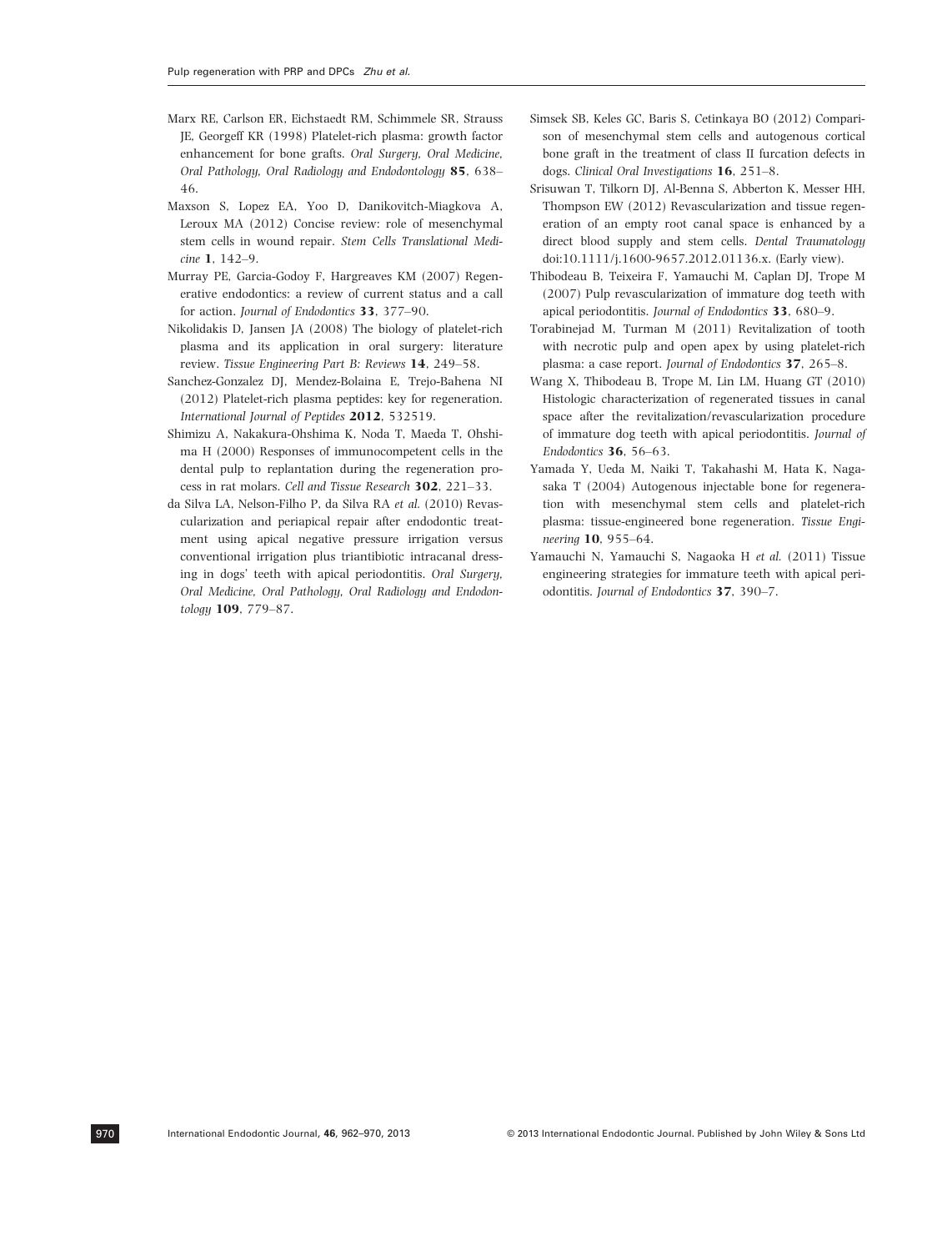Marx RE, Carlson ER, Eichstaedt RM, Schimmele SR, Strauss JE, Georgeff KR (1998) Platelet-rich plasma: growth factor enhancement for bone grafts. *Oral Surgery, Oral Medicine, Oral Pathology, Oral Radiology and Endodontology* **85**, 638–46.

Maxson S, Lopez EA, Yoo D, Danikovitch-Miagkova A, Leroux MA (2012) Concise review: role of mesenchymal stem cells in wound repair. *Stem Cells Translational Medicine* **1**, 142–9.

Murray PE, Garcia-Godoy F, Hargreaves KM (2007) Regenerative endodontics: a review of current status and a call for action. *Journal of Endodontics* **33**, 377–90.

Nikolidakis D, Jansen JA (2008) The biology of platelet-rich plasma and its application in oral surgery: literature review. *Tissue Engineering Part B: Reviews* **14**, 249–58.

Sanchez-Gonzalez DJ, Mendez-Bolaina E, Trejo-Bahena NI (2012) Platelet-rich plasma peptides: key for regeneration. *International Journal of Peptides* **2012**, 532519.

Shimizu A, Nakakura-Ohshima K, Noda T, Maeda T, Ohshima H (2000) Responses of immunocompetent cells in the dental pulp to replantation during the regeneration process in rat molars. *Cell and Tissue Research* **302**, 221–33.

da Silva LA, Nelson-Filho P, da Silva RA *et al.* (2010) Revascularization and periapical repair after endodontic treatment using apical negative pressure irrigation versus conventional irrigation plus triantibiotic intracanal dressing in dogs' teeth with apical periodontitis. *Oral Surgery, Oral Medicine, Oral Pathology, Oral Radiology and Endodontology* **109**, 779–87.

Simsek SB, Keles GC, Baris S, Cetinkaya BO (2012) Comparison of mesenchymal stem cells and autogenous cortical bone graft in the treatment of class II furcation defects in dogs. *Clinical Oral Investigations* **16**, 251–8.

Srisuwan T, Tilkorn DJ, Al-Benna S, Abberton K, Messer HH, Thompson EW (2012) Revascularization and tissue regeneration of an empty root canal space is enhanced by a direct blood supply and stem cells. *Dental Traumatology* doi:10.1111/j.1600-9657.2012.01136.x. (Early view).

Thibodeau B, Teixeira F, Yamauchi M, Caplan DJ, Trope M (2007) Pulp revascularization of immature dog teeth with apical periodontitis. *Journal of Endodontics* **33**, 680–9.

Torabinejad M, Turman M (2011) Revitalization of tooth with necrotic pulp and open apex by using platelet-rich plasma: a case report. *Journal of Endodontics* **37**, 265–8.

Wang X, Thibodeau B, Trope M, Lin LM, Huang GT (2010) Histologic characterization of regenerated tissues in canal space after the revitalization/revascularization procedure of immature dog teeth with apical periodontitis. *Journal of Endodontics* **36**, 56–63.

Yamada Y, Ueda M, Naiki T, Takahashi M, Hata K, Nagasaka T (2004) Autogenous injectable bone for regeneration with mesenchymal stem cells and platelet-rich plasma: tissue-engineered bone regeneration. *Tissue Engineering* **10**, 955–64.

Yamauchi N, Yamauchi S, Nagaoka H *et al.* (2011) Tissue engineering strategies for immature teeth with apical periodontitis. *Journal of Endodontics* **37**, 390–7.